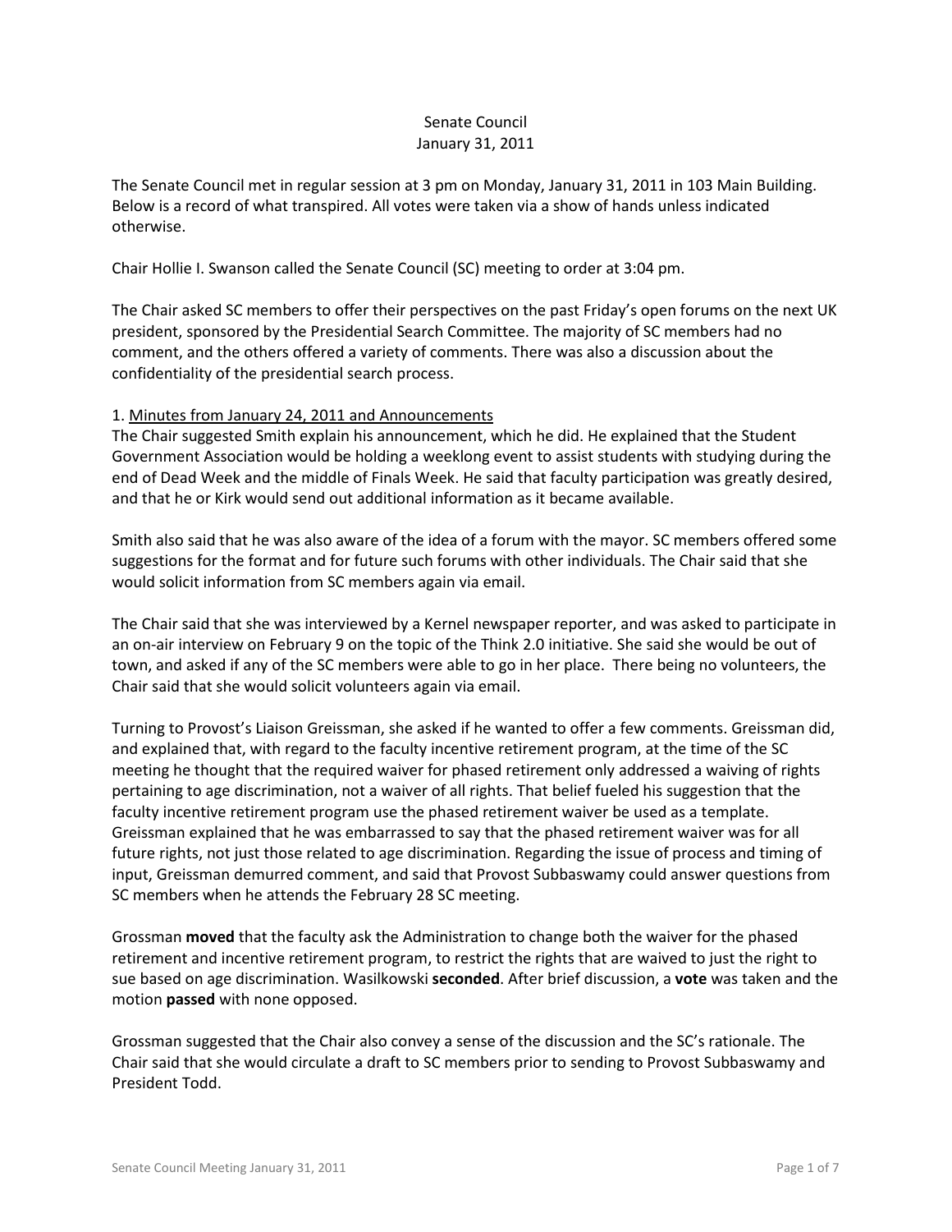Senate Council
January 31, 2011

The Senate Council met in regular session at 3 pm on Monday, January 31, 2011 in 103 Main Building. Below is a record of what transpired. All votes were taken via a show of hands unless indicated otherwise.

Chair Hollie I. Swanson called the Senate Council (SC) meeting to order at 3:04 pm.

The Chair asked SC members to offer their perspectives on the past Friday's open forums on the next UK president, sponsored by the Presidential Search Committee. The majority of SC members had no comment, and the others offered a variety of comments. There was also a discussion about the confidentiality of the presidential search process.

1. <u>Minutes from January 24, 2011 and Announcements</u>

The Chair suggested Smith explain his announcement, which he did. He explained that the Student Government Association would be holding a weeklong event to assist students with studying during the end of Dead Week and the middle of Finals Week. He said that faculty participation was greatly desired, and that he or Kirk would send out additional information as it became available.

Smith also said that he was also aware of the idea of a forum with the mayor. SC members offered some suggestions for the format and for future such forums with other individuals. The Chair said that she would solicit information from SC members again via email.

The Chair said that she was interviewed by a Kernel newspaper reporter, and was asked to participate in an on-air interview on February 9 on the topic of the Think 2.0 initiative. She said she would be out of town, and asked if any of the SC members were able to go in her place. There being no volunteers, the Chair said that she would solicit volunteers again via email.

Turning to Provost's Liaison Greissman, she asked if he wanted to offer a few comments. Greissman did, and explained that, with regard to the faculty incentive retirement program, at the time of the SC meeting he thought that the required waiver for phased retirement only addressed a waiving of rights pertaining to age discrimination, not a waiver of all rights. That belief fueled his suggestion that the faculty incentive retirement program use the phased retirement waiver be used as a template. Greissman explained that he was embarrassed to say that the phased retirement waiver was for all future rights, not just those related to age discrimination. Regarding the issue of process and timing of input, Greissman demurred comment, and said that Provost Subbaswamy could answer questions from SC members when he attends the February 28 SC meeting.

Grossman **moved** that the faculty ask the Administration to change both the waiver for the phased retirement and incentive retirement program, to restrict the rights that are waived to just the right to sue based on age discrimination. Wasilkowski **seconded**. After brief discussion, a **vote** was taken and the motion **passed** with none opposed.

Grossman suggested that the Chair also convey a sense of the discussion and the SC's rationale. The Chair said that she would circulate a draft to SC members prior to sending to Provost Subbaswamy and President Todd.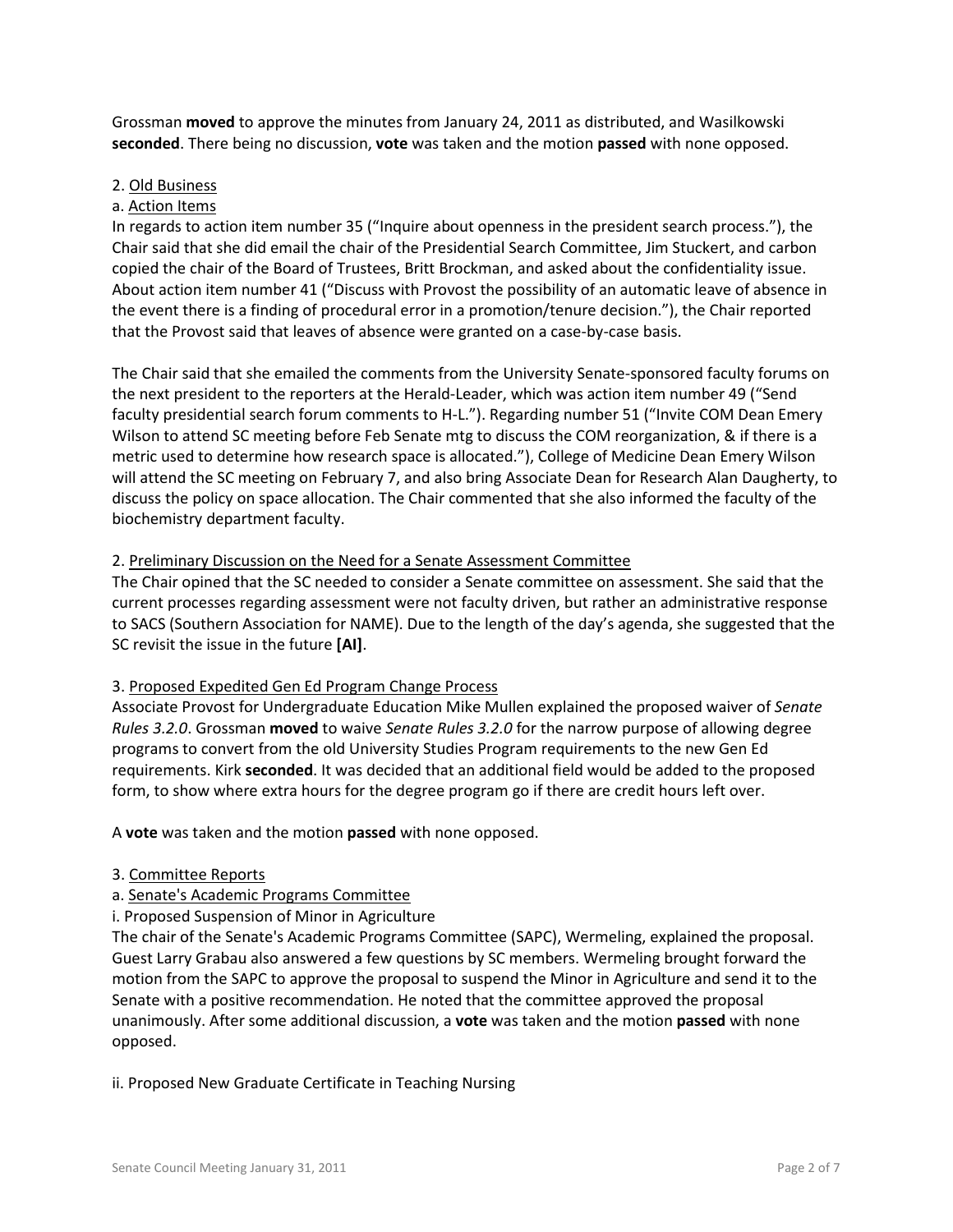Grossman **moved** to approve the minutes from January 24, 2011 as distributed, and Wasilkowski **seconded**. There being no discussion, **vote** was taken and the motion **passed** with none opposed.

2. <u>Old Business</u>

a. <u>Action Items</u>

In regards to action item number 35 ("Inquire about openness in the president search process."), the Chair said that she did email the chair of the Presidential Search Committee, Jim Stuckert, and carbon copied the chair of the Board of Trustees, Britt Brockman, and asked about the confidentiality issue. About action item number 41 ("Discuss with Provost the possibility of an automatic leave of absence in the event there is a finding of procedural error in a promotion/tenure decision."), the Chair reported that the Provost said that leaves of absence were granted on a case-by-case basis.

The Chair said that she emailed the comments from the University Senate-sponsored faculty forums on the next president to the reporters at the Herald-Leader, which was action item number 49 ("Send faculty presidential search forum comments to H-L."). Regarding number 51 ("Invite COM Dean Emery Wilson to attend SC meeting before Feb Senate mtg to discuss the COM reorganization, & if there is a metric used to determine how research space is allocated."), College of Medicine Dean Emery Wilson will attend the SC meeting on February 7, and also bring Associate Dean for Research Alan Daugherty, to discuss the policy on space allocation. The Chair commented that she also informed the faculty of the biochemistry department faculty.

2. <u>Preliminary Discussion on the Need for a Senate Assessment Committee</u>

The Chair opined that the SC needed to consider a Senate committee on assessment. She said that the current processes regarding assessment were not faculty driven, but rather an administrative response to SACS (Southern Association for NAME). Due to the length of the day's agenda, she suggested that the SC revisit the issue in the future **[AI]**.

3. <u>Proposed Expedited Gen Ed Program Change Process</u>

Associate Provost for Undergraduate Education Mike Mullen explained the proposed waiver of *Senate Rules 3.2.0*. Grossman **moved** to waive *Senate Rules 3.2.0* for the narrow purpose of allowing degree programs to convert from the old University Studies Program requirements to the new Gen Ed requirements. Kirk **seconded**. It was decided that an additional field would be added to the proposed form, to show where extra hours for the degree program go if there are credit hours left over.

A **vote** was taken and the motion **passed** with none opposed.

3. <u>Committee Reports</u>

a. <u>Senate's Academic Programs Committee</u>

i. Proposed Suspension of Minor in Agriculture

The chair of the Senate's Academic Programs Committee (SAPC), Wermeling, explained the proposal. Guest Larry Grabau also answered a few questions by SC members. Wermeling brought forward the motion from the SAPC to approve the proposal to suspend the Minor in Agriculture and send it to the Senate with a positive recommendation. He noted that the committee approved the proposal unanimously. After some additional discussion, a **vote** was taken and the motion **passed** with none opposed.

ii. Proposed New Graduate Certificate in Teaching Nursing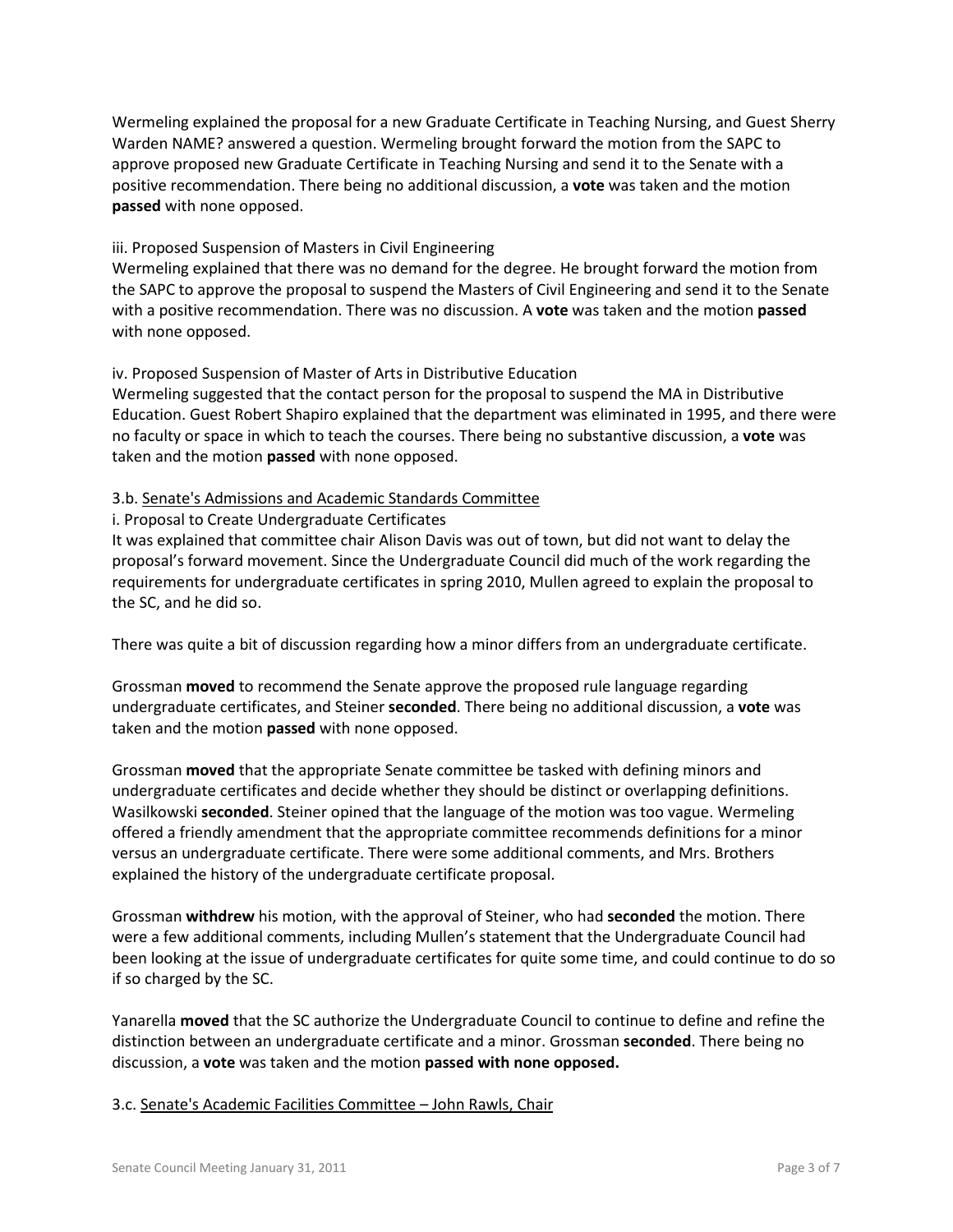Wermeling explained the proposal for a new Graduate Certificate in Teaching Nursing, and Guest Sherry Warden NAME? answered a question. Wermeling brought forward the motion from the SAPC to approve proposed new Graduate Certificate in Teaching Nursing and send it to the Senate with a positive recommendation. There being no additional discussion, a **vote** was taken and the motion **passed** with none opposed.

iii. Proposed Suspension of Masters in Civil Engineering
Wermeling explained that there was no demand for the degree. He brought forward the motion from the SAPC to approve the proposal to suspend the Masters of Civil Engineering and send it to the Senate with a positive recommendation. There was no discussion. A **vote** was taken and the motion **passed** with none opposed.

iv. Proposed Suspension of Master of Arts in Distributive Education
Wermeling suggested that the contact person for the proposal to suspend the MA in Distributive Education. Guest Robert Shapiro explained that the department was eliminated in 1995, and there were no faculty or space in which to teach the courses. There being no substantive discussion, a **vote** was taken and the motion **passed** with none opposed.

3.b. Senate's Admissions and Academic Standards Committee
i. Proposal to Create Undergraduate Certificates
It was explained that committee chair Alison Davis was out of town, but did not want to delay the proposal's forward movement. Since the Undergraduate Council did much of the work regarding the requirements for undergraduate certificates in spring 2010, Mullen agreed to explain the proposal to the SC, and he did so.

There was quite a bit of discussion regarding how a minor differs from an undergraduate certificate.

Grossman **moved** to recommend the Senate approve the proposed rule language regarding undergraduate certificates, and Steiner **seconded**. There being no additional discussion, a **vote** was taken and the motion **passed** with none opposed.

Grossman **moved** that the appropriate Senate committee be tasked with defining minors and undergraduate certificates and decide whether they should be distinct or overlapping definitions. Wasilkowski **seconded**. Steiner opined that the language of the motion was too vague. Wermeling offered a friendly amendment that the appropriate committee recommends definitions for a minor versus an undergraduate certificate. There were some additional comments, and Mrs. Brothers explained the history of the undergraduate certificate proposal.

Grossman **withdrew** his motion, with the approval of Steiner, who had **seconded** the motion. There were a few additional comments, including Mullen's statement that the Undergraduate Council had been looking at the issue of undergraduate certificates for quite some time, and could continue to do so if so charged by the SC.

Yanarella **moved** that the SC authorize the Undergraduate Council to continue to define and refine the distinction between an undergraduate certificate and a minor. Grossman **seconded**. There being no discussion, a **vote** was taken and the motion **passed with none opposed.**

3.c. Senate's Academic Facilities Committee – John Rawls, Chair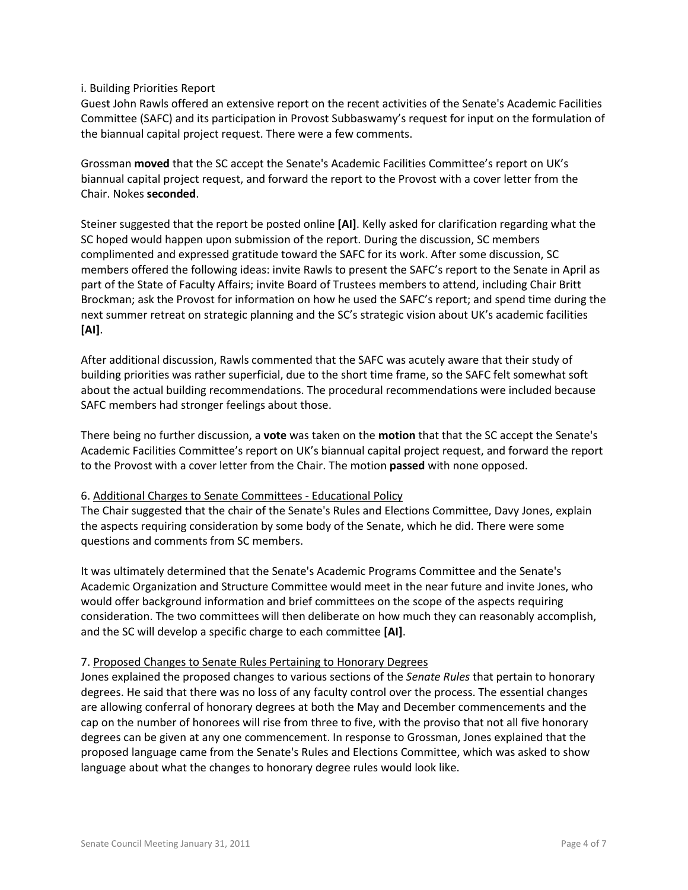i. Building Priorities Report

Guest John Rawls offered an extensive report on the recent activities of the Senate's Academic Facilities Committee (SAFC) and its participation in Provost Subbaswamy's request for input on the formulation of the biannual capital project request. There were a few comments.

Grossman **moved** that the SC accept the Senate's Academic Facilities Committee's report on UK's biannual capital project request, and forward the report to the Provost with a cover letter from the Chair. Nokes **seconded**.

Steiner suggested that the report be posted online **[AI]**. Kelly asked for clarification regarding what the SC hoped would happen upon submission of the report. During the discussion, SC members complimented and expressed gratitude toward the SAFC for its work. After some discussion, SC members offered the following ideas: invite Rawls to present the SAFC's report to the Senate in April as part of the State of Faculty Affairs; invite Board of Trustees members to attend, including Chair Britt Brockman; ask the Provost for information on how he used the SAFC's report; and spend time during the next summer retreat on strategic planning and the SC's strategic vision about UK's academic facilities **[AI]**.

After additional discussion, Rawls commented that the SAFC was acutely aware that their study of building priorities was rather superficial, due to the short time frame, so the SAFC felt somewhat soft about the actual building recommendations. The procedural recommendations were included because SAFC members had stronger feelings about those.

There being no further discussion, a **vote** was taken on the **motion** that that the SC accept the Senate's Academic Facilities Committee's report on UK's biannual capital project request, and forward the report to the Provost with a cover letter from the Chair. The motion **passed** with none opposed.

6. Additional Charges to Senate Committees - Educational Policy

The Chair suggested that the chair of the Senate's Rules and Elections Committee, Davy Jones, explain the aspects requiring consideration by some body of the Senate, which he did. There were some questions and comments from SC members.

It was ultimately determined that the Senate's Academic Programs Committee and the Senate's Academic Organization and Structure Committee would meet in the near future and invite Jones, who would offer background information and brief committees on the scope of the aspects requiring consideration. The two committees will then deliberate on how much they can reasonably accomplish, and the SC will develop a specific charge to each committee **[AI]**.

7. Proposed Changes to Senate Rules Pertaining to Honorary Degrees

Jones explained the proposed changes to various sections of the *Senate Rules* that pertain to honorary degrees. He said that there was no loss of any faculty control over the process. The essential changes are allowing conferral of honorary degrees at both the May and December commencements and the cap on the number of honorees will rise from three to five, with the proviso that not all five honorary degrees can be given at any one commencement. In response to Grossman, Jones explained that the proposed language came from the Senate's Rules and Elections Committee, which was asked to show language about what the changes to honorary degree rules would look like.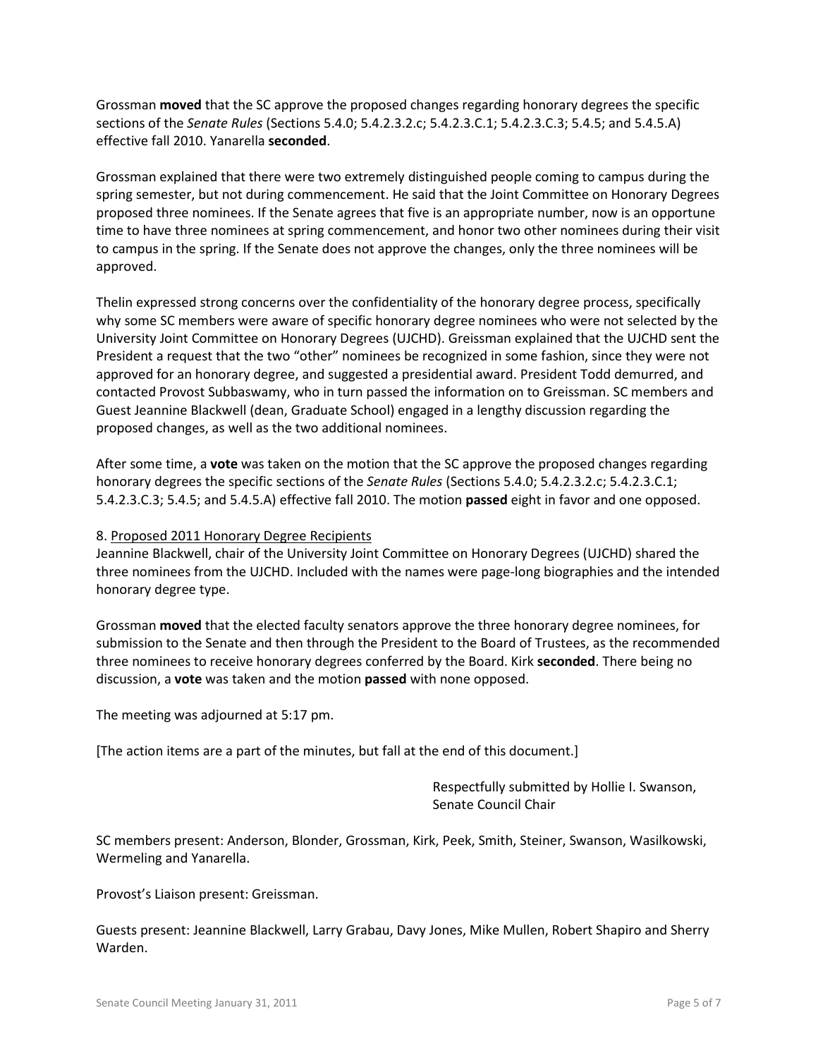Grossman **moved** that the SC approve the proposed changes regarding honorary degrees the specific sections of the *Senate Rules* (Sections 5.4.0; 5.4.2.3.2.c; 5.4.2.3.C.1; 5.4.2.3.C.3; 5.4.5; and 5.4.5.A) effective fall 2010. Yanarella **seconded**.

Grossman explained that there were two extremely distinguished people coming to campus during the spring semester, but not during commencement. He said that the Joint Committee on Honorary Degrees proposed three nominees. If the Senate agrees that five is an appropriate number, now is an opportune time to have three nominees at spring commencement, and honor two other nominees during their visit to campus in the spring. If the Senate does not approve the changes, only the three nominees will be approved.

Thelin expressed strong concerns over the confidentiality of the honorary degree process, specifically why some SC members were aware of specific honorary degree nominees who were not selected by the University Joint Committee on Honorary Degrees (UJCHD). Greissman explained that the UJCHD sent the President a request that the two "other" nominees be recognized in some fashion, since they were not approved for an honorary degree, and suggested a presidential award. President Todd demurred, and contacted Provost Subbaswamy, who in turn passed the information on to Greissman. SC members and Guest Jeannine Blackwell (dean, Graduate School) engaged in a lengthy discussion regarding the proposed changes, as well as the two additional nominees.

After some time, a **vote** was taken on the motion that the SC approve the proposed changes regarding honorary degrees the specific sections of the *Senate Rules* (Sections 5.4.0; 5.4.2.3.2.c; 5.4.2.3.C.1; 5.4.2.3.C.3; 5.4.5; and 5.4.5.A) effective fall 2010. The motion **passed** eight in favor and one opposed.

8. Proposed 2011 Honorary Degree Recipients

Jeannine Blackwell, chair of the University Joint Committee on Honorary Degrees (UJCHD) shared the three nominees from the UJCHD. Included with the names were page-long biographies and the intended honorary degree type.

Grossman **moved** that the elected faculty senators approve the three honorary degree nominees, for submission to the Senate and then through the President to the Board of Trustees, as the recommended three nominees to receive honorary degrees conferred by the Board. Kirk **seconded**. There being no discussion, a **vote** was taken and the motion **passed** with none opposed.

The meeting was adjourned at 5:17 pm.

[The action items are a part of the minutes, but fall at the end of this document.]

Respectfully submitted by Hollie I. Swanson,
Senate Council Chair

SC members present: Anderson, Blonder, Grossman, Kirk, Peek, Smith, Steiner, Swanson, Wasilkowski, Wermeling and Yanarella.

Provost's Liaison present: Greissman.

Guests present: Jeannine Blackwell, Larry Grabau, Davy Jones, Mike Mullen, Robert Shapiro and Sherry Warden.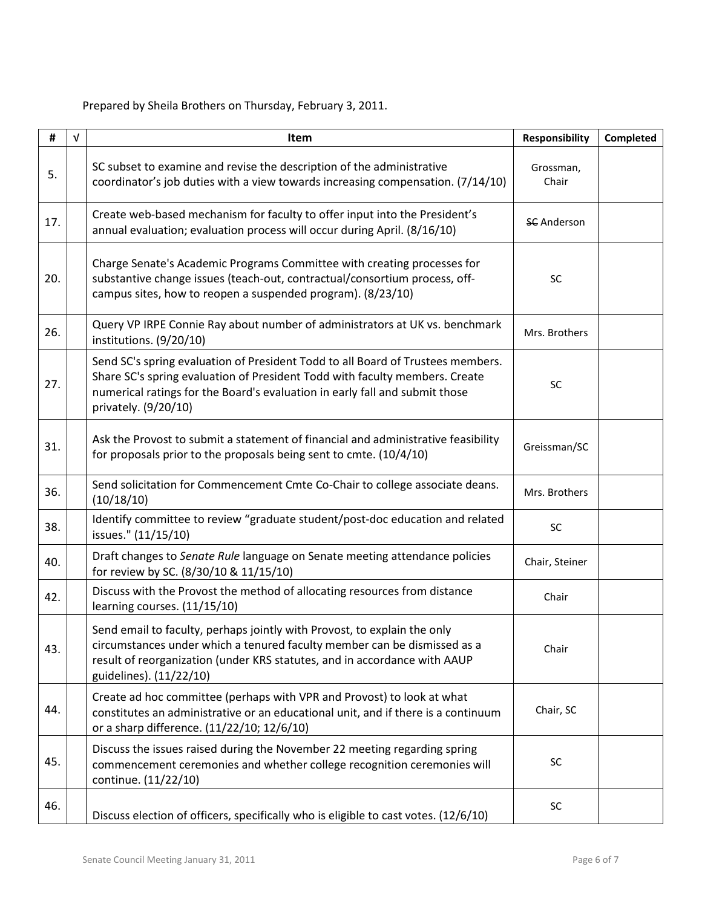Prepared by Sheila Brothers on Thursday, February 3, 2011.

| # | √ | Item | Responsibility | Completed |
|---|---|---|---|---|
| 5. | | SC subset to examine and revise the description of the administrative coordinator's job duties with a view towards increasing compensation. (7/14/10) | Grossman, Chair | |
| 17. | | Create web-based mechanism for faculty to offer input into the President's annual evaluation; evaluation process will occur during April. (8/16/10) | ~~SC~~ Anderson | |
| 20. | | Charge Senate's Academic Programs Committee with creating processes for substantive change issues (teach-out, contractual/consortium process, off-campus sites, how to reopen a suspended program). (8/23/10) | SC | |
| 26. | | Query VP IRPE Connie Ray about number of administrators at UK vs. benchmark institutions. (9/20/10) | Mrs. Brothers | |
| 27. | | Send SC's spring evaluation of President Todd to all Board of Trustees members. Share SC's spring evaluation of President Todd with faculty members. Create numerical ratings for the Board's evaluation in early fall and submit those privately. (9/20/10) | SC | |
| 31. | | Ask the Provost to submit a statement of financial and administrative feasibility for proposals prior to the proposals being sent to cmte. (10/4/10) | Greissman/SC | |
| 36. | | Send solicitation for Commencement Cmte Co-Chair to college associate deans. (10/18/10) | Mrs. Brothers | |
| 38. | | Identify committee to review "graduate student/post-doc education and related issues." (11/15/10) | SC | |
| 40. | | Draft changes to *Senate Rule* language on Senate meeting attendance policies for review by SC. (8/30/10 & 11/15/10) | Chair, Steiner | |
| 42. | | Discuss with the Provost the method of allocating resources from distance learning courses. (11/15/10) | Chair | |
| 43. | | Send email to faculty, perhaps jointly with Provost, to explain the only circumstances under which a tenured faculty member can be dismissed as a result of reorganization (under KRS statutes, and in accordance with AAUP guidelines). (11/22/10) | Chair | |
| 44. | | Create ad hoc committee (perhaps with VPR and Provost) to look at what constitutes an administrative or an educational unit, and if there is a continuum or a sharp difference. (11/22/10; 12/6/10) | Chair, SC | |
| 45. | | Discuss the issues raised during the November 22 meeting regarding spring commencement ceremonies and whether college recognition ceremonies will continue. (11/22/10) | SC | |
| 46. | | Discuss election of officers, specifically who is eligible to cast votes. (12/6/10) | SC | |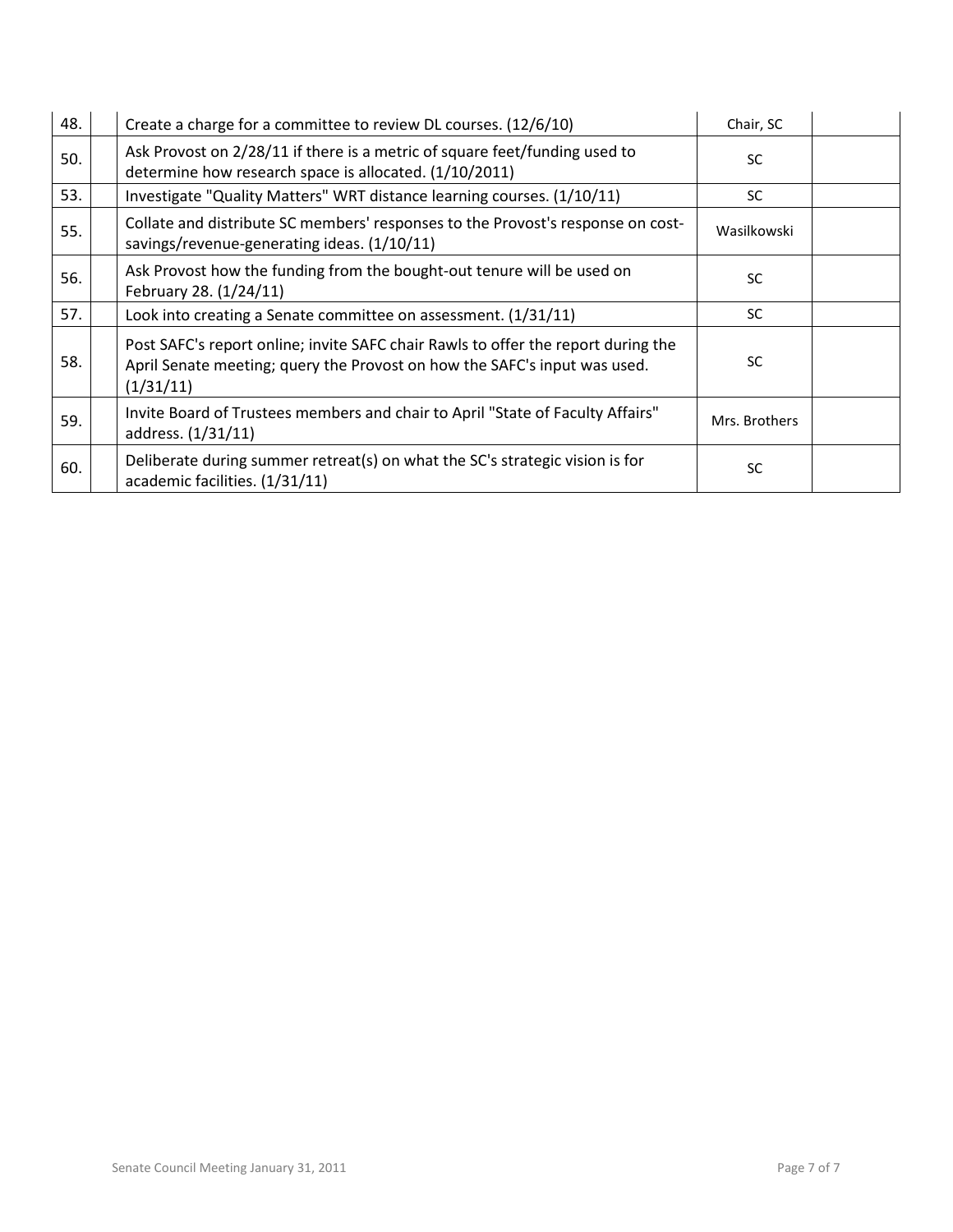| | | | | |
|---|---|---|---|---|
| 48. | | Create a charge for a committee to review DL courses. (12/6/10) | Chair, SC | |
| 50. | | Ask Provost on 2/28/11 if there is a metric of square feet/funding used to determine how research space is allocated. (1/10/2011) | SC | |
| 53. | | Investigate "Quality Matters" WRT distance learning courses. (1/10/11) | SC | |
| 55. | | Collate and distribute SC members' responses to the Provost's response on cost-savings/revenue-generating ideas. (1/10/11) | Wasilkowski | |
| 56. | | Ask Provost how the funding from the bought-out tenure will be used on February 28. (1/24/11) | SC | |
| 57. | | Look into creating a Senate committee on assessment. (1/31/11) | SC | |
| 58. | | Post SAFC's report online; invite SAFC chair Rawls to offer the report during the April Senate meeting; query the Provost on how the SAFC's input was used. (1/31/11) | SC | |
| 59. | | Invite Board of Trustees members and chair to April "State of Faculty Affairs" address. (1/31/11) | Mrs. Brothers | |
| 60. | | Deliberate during summer retreat(s) on what the SC's strategic vision is for academic facilities. (1/31/11) | SC | |